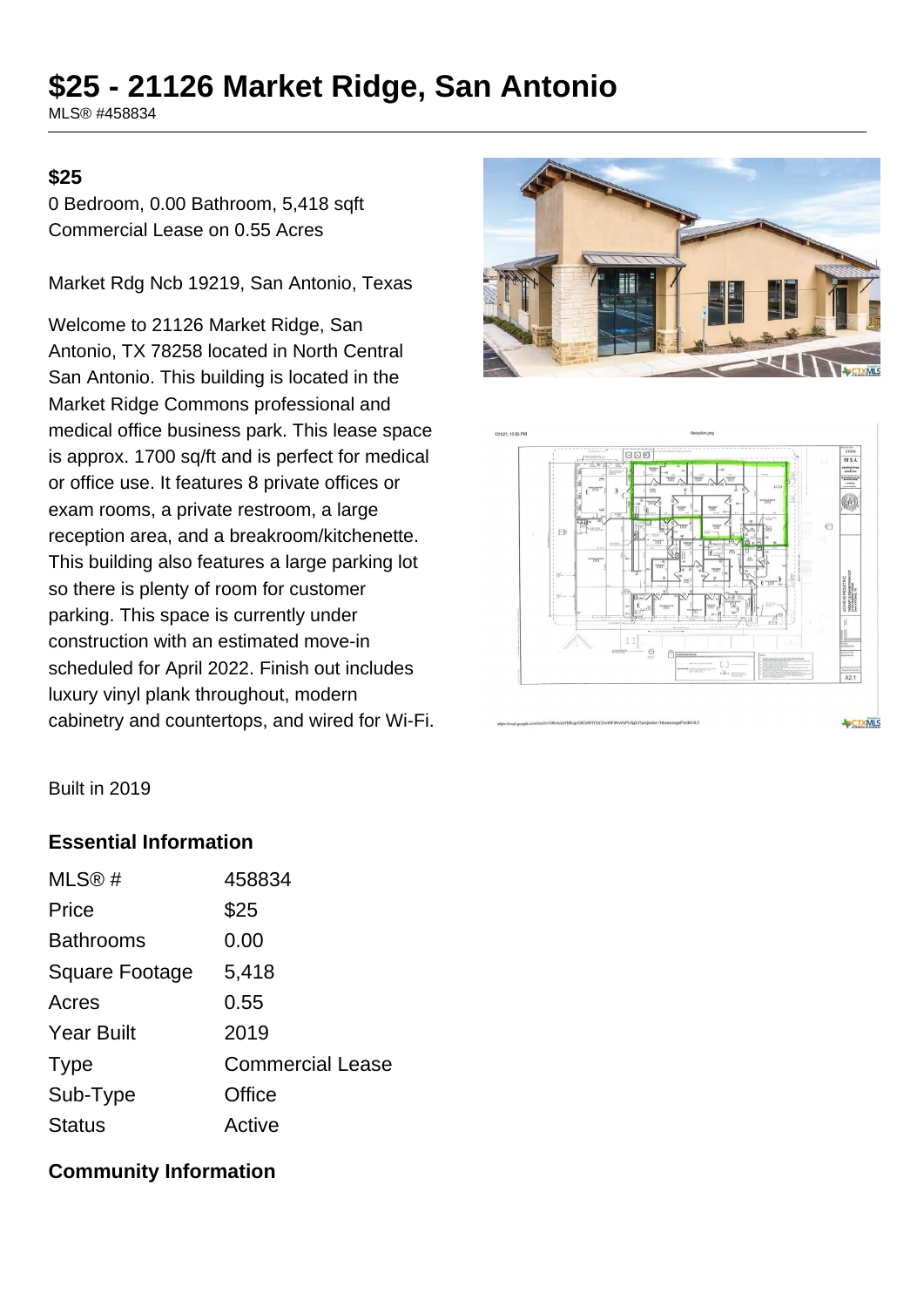# $25 - 21126 Market Ridge, San Antonio

MLS® #458834

**$25**

0 Bedroom, 0.00 Bathroom, 5,418 sqft
Commercial Lease on 0.55 Acres

Market Rdg Ncb 19219, San Antonio, Texas

Welcome to 21126 Market Ridge, San Antonio, TX 78258 located in North Central San Antonio. This building is located in the Market Ridge Commons professional and medical office business park. This lease space is approx. 1700 sq/ft and is perfect for medical or office use. It features 8 private offices or exam rooms, a private restroom, a large reception area, and a breakroom/kitchenette. This building also features a large parking lot so there is plenty of room for customer parking. This space is currently under construction with an estimated move-in scheduled for April 2022. Finish out includes luxury vinyl plank throughout, modern cabinetry and countertops, and wired for Wi-Fi.

Built in 2019

## Essential Information

| | |
|---|---|
| MLS® # | 458834 |
| Price | $25 |
| Bathrooms | 0.00 |
| Square Footage | 5,418 |
| Acres | 0.55 |
| Year Built | 2019 |
| Type | Commercial Lease |
| Sub-Type | Office |
| Status | Active |

## Community Information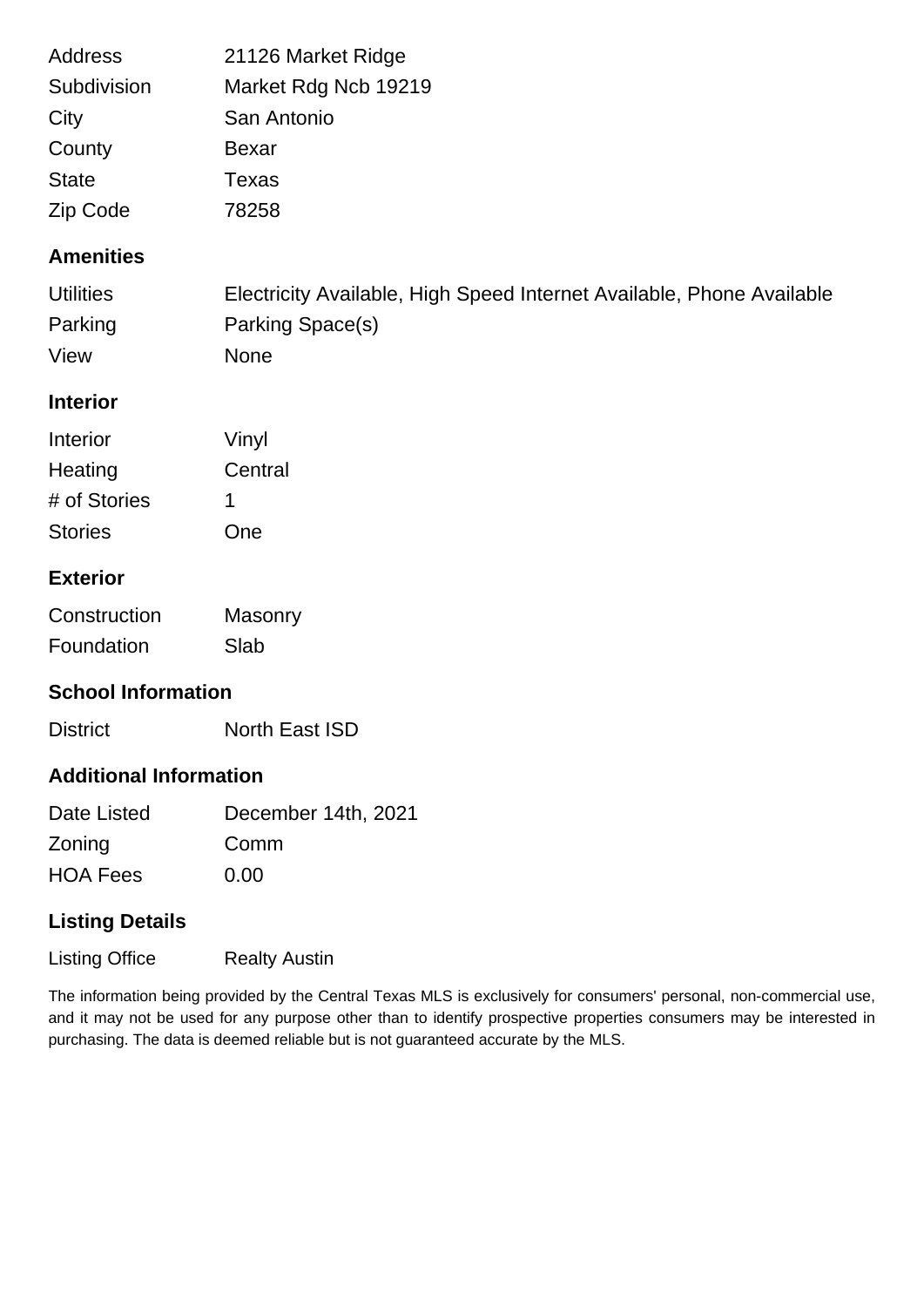| | |
|---|---|
| Address | 21126 Market Ridge |
| Subdivision | Market Rdg Ncb 19219 |
| City | San Antonio |
| County | Bexar |
| State | Texas |
| Zip Code | 78258 |

### Amenities

| | |
|---|---|
| Utilities | Electricity Available, High Speed Internet Available, Phone Available |
| Parking | Parking Space(s) |
| View | None |

### Interior

| | |
|---|---|
| Interior | Vinyl |
| Heating | Central |
| # of Stories | 1 |
| Stories | One |

### Exterior

| | |
|---|---|
| Construction | Masonry |
| Foundation | Slab |

### School Information

| | |
|---|---|
| District | North East ISD |

### Additional Information

| | |
|---|---|
| Date Listed | December 14th, 2021 |
| Zoning | Comm |
| HOA Fees | 0.00 |

### Listing Details

| | |
|---|---|
| Listing Office | Realty Austin |

The information being provided by the Central Texas MLS is exclusively for consumers' personal, non-commercial use, and it may not be used for any purpose other than to identify prospective properties consumers may be interested in purchasing. The data is deemed reliable but is not guaranteed accurate by the MLS.